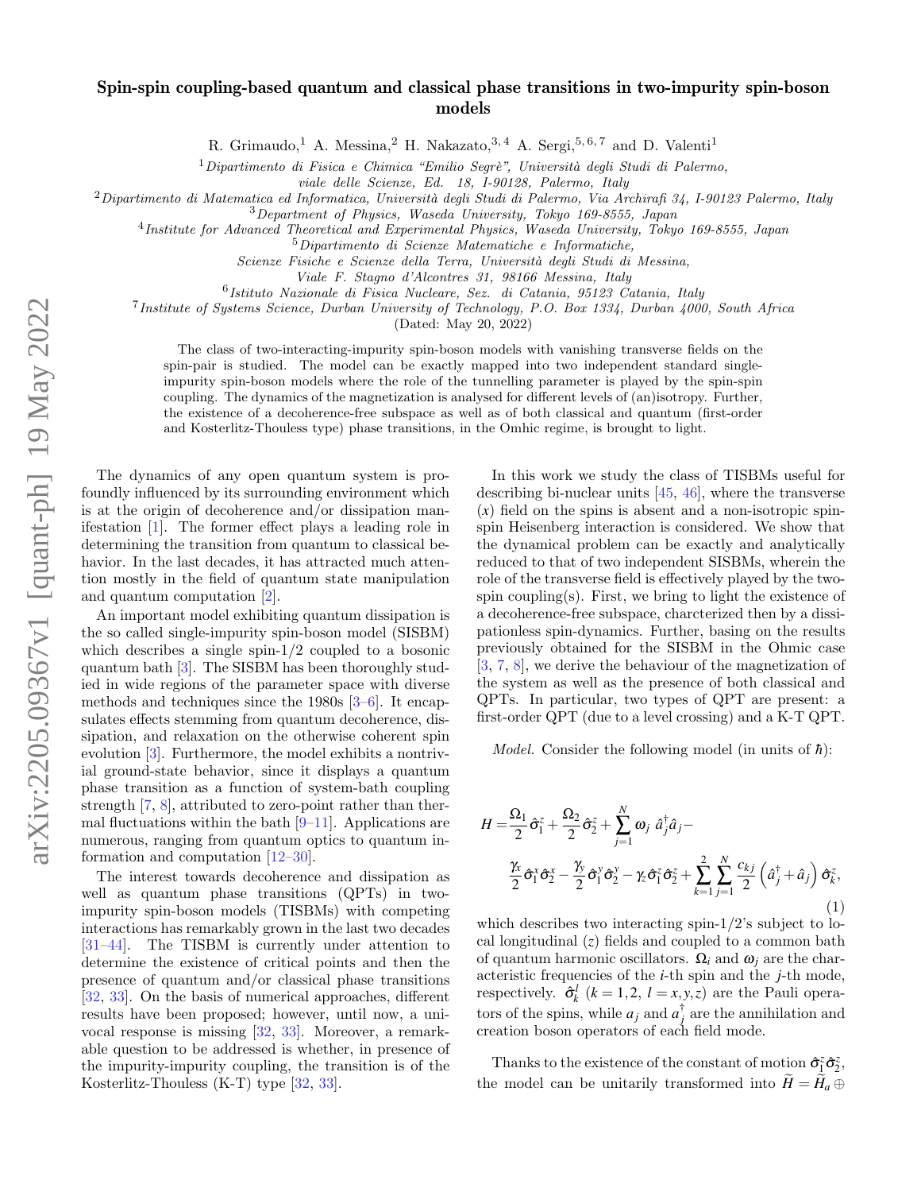# Spin-spin coupling-based quantum and classical phase transitions in two-impurity spin-boson models

R. Grimaudo,[1] A. Messina,[2] H. Nakazato,[3,4] A. Sergi,[5,6,7] and D. Valenti[1]

[1] *Dipartimento di Fisica e Chimica "Emilio Segrè", Università degli Studi di Palermo, viale delle Scienze, Ed. 18, I-90128, Palermo, Italy*

[2] *Dipartimento di Matematica ed Informatica, Università degli Studi di Palermo, Via Archirafi 34, I-90123 Palermo, Italy*

[3] *Department of Physics, Waseda University, Tokyo 169-8555, Japan*

[4] *Institute for Advanced Theoretical and Experimental Physics, Waseda University, Tokyo 169-8555, Japan*

[5] *Dipartimento di Scienze Matematiche e Informatiche, Scienze Fisiche e Scienze della Terra, Università degli Studi di Messina, Viale F. Stagno d'Alcontres 31, 98166 Messina, Italy*

[6] *Istituto Nazionale di Fisica Nucleare, Sez. di Catania, 95123 Catania, Italy*

[7] *Institute of Systems Science, Durban University of Technology, P.O. Box 1334, Durban 4000, South Africa*

(Dated: May 20, 2022)

The class of two-interacting-impurity spin-boson models with vanishing transverse fields on the spin-pair is studied. The model can be exactly mapped into two independent standard single-impurity spin-boson models where the role of the tunnelling parameter is played by the spin-spin coupling. The dynamics of the magnetization is analysed for different levels of (an)isotropy. Further, the existence of a decoherence-free subspace as well as of both classical and quantum (first-order and Kosterlitz-Thouless type) phase transitions, in the Omhic regime, is brought to light.

The dynamics of any open quantum system is profoundly influenced by its surrounding environment which is at the origin of decoherence and/or dissipation manifestation [1]. The former effect plays a leading role in determining the transition from quantum to classical behavior. In the last decades, it has attracted much attention mostly in the field of quantum state manipulation and quantum computation [2].

An important model exhibiting quantum dissipation is the so called single-impurity spin-boson model (SISBM) which describes a single spin-1/2 coupled to a bosonic quantum bath [3]. The SISBM has been thoroughly studied in wide regions of the parameter space with diverse methods and techniques since the 1980s [3–6]. It encapsulates effects stemming from quantum decoherence, dissipation, and relaxation on the otherwise coherent spin evolution [3]. Furthermore, the model exhibits a nontrivial ground-state behavior, since it displays a quantum phase transition as a function of system-bath coupling strength [7, 8], attributed to zero-point rather than thermal fluctuations within the bath [9–11]. Applications are numerous, ranging from quantum optics to quantum information and computation [12–30].

The interest towards decoherence and dissipation as well as quantum phase transitions (QPTs) in two-impurity spin-boson models (TISBMs) with competing interactions has remarkably grown in the last two decades [31–44]. The TISBM is currently under attention to determine the existence of critical points and then the presence of quantum and/or classical phase transitions [32, 33]. On the basis of numerical approaches, different results have been proposed; however, until now, a univocal response is missing [32, 33]. Moreover, a remarkable question to be addressed is whether, in presence of the impurity-impurity coupling, the transition is of the Kosterlitz-Thouless (K-T) type [32, 33].

In this work we study the class of TISBMs useful for describing bi-nuclear units [45, 46], where the transverse ($x$) field on the spins is absent and a non-isotropic spin-spin Heisenberg interaction is considered. We show that the dynamical problem can be exactly and analytically reduced to that of two independent SISBMs, wherein the role of the transverse field is effectively played by the two-spin coupling(s). First, we bring to light the existence of a decoherence-free subspace, charcterized then by a dissipationless spin-dynamics. Further, basing on the results previously obtained for the SISBM in the Ohmic case [3, 7, 8], we derive the behaviour of the magnetization of the system as well as the presence of both classical and QPTs. In particular, two types of QPT are present: a first-order QPT (due to a level crossing) and a K-T QPT.

*Model.* Consider the following model (in units of $\hbar$):

$$
\begin{aligned}
H =& \frac{\Omega_1}{2}\hat{\sigma}_1^z + \frac{\Omega_2}{2}\hat{\sigma}_2^z + \sum_{j=1}^{N}\omega_j\ \hat{a}_j^\dagger \hat{a}_j - \\
& \frac{\gamma_x}{2}\hat{\sigma}_1^x\hat{\sigma}_2^x - \frac{\gamma_y}{2}\hat{\sigma}_1^y\hat{\sigma}_2^y - \gamma_z\hat{\sigma}_1^z\hat{\sigma}_2^z + \sum_{k=1}^{2}\sum_{j=1}^{N}\frac{c_{kj}}{2}\left(\hat{a}_j^\dagger + \hat{a}_j\right)\hat{\sigma}_k^z,
\end{aligned}
\tag{1}
$$

which describes two interacting spin-1/2's subject to local longitudinal ($z$) fields and coupled to a common bath of quantum harmonic oscillators. $\Omega_i$ and $\omega_j$ are the characteristic frequencies of the $i$-th spin and the $j$-th mode, respectively. $\hat{\sigma}_k^l$ ($k = 1, 2$, $l = x, y, z$) are the Pauli operators of the spins, while $a_j$ and $a_j^\dagger$ are the annihilation and creation boson operators of each field mode.

Thanks to the existence of the constant of motion $\hat{\sigma}_1^z\hat{\sigma}_2^z$, the model can be unitarily transformed into $\widetilde{H} = \widetilde{H}_a \oplus$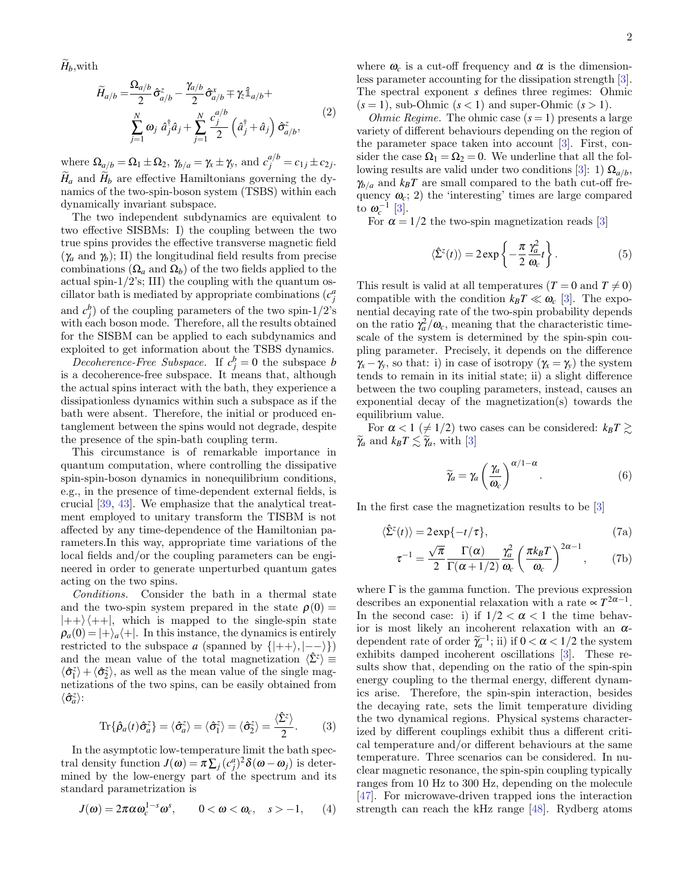$\widetilde{H}_b$,with

$$
\begin{aligned}
\widetilde{H}_{a/b} =& \frac{\Omega_{a/b}}{2}\hat{\sigma}^z_{a/b} - \frac{\gamma_{a/b}}{2}\hat{\sigma}^x_{a/b} \mp \gamma_z \hat{\mathbb{1}}_{a/b} + \\
& \sum_{j=1}^{N} \omega_j \, \hat{a}_j^\dagger \hat{a}_j + \sum_{j=1}^{N} \frac{c_j^{a/b}}{2}\left(\hat{a}_j^\dagger + \hat{a}_j\right)\hat{\sigma}^z_{a/b},
\end{aligned}
\tag{2}
$$

where $\Omega_{a/b} = \Omega_1 \pm \Omega_2$, $\gamma_{b/a} = \gamma_x \pm \gamma_y$, and $c_j^{a/b} = c_{1j} \pm c_{2j}$. $\widetilde{H}_a$ and $\widetilde{H}_b$ are effective Hamiltonians governing the dynamics of the two-spin-boson system (TSBS) within each dynamically invariant subspace.

The two independent subdynamics are equivalent to two effective SISBMs: I) the coupling between the two true spins provides the effective transverse magnetic field ($\gamma_a$ and $\gamma_b$); II) the longitudinal field results from precise combinations ($\Omega_a$ and $\Omega_b$) of the two fields applied to the actual spin-1/2's; III) the coupling with the quantum oscillator bath is mediated by appropriate combinations ($c_j^a$ and $c_j^b$) of the coupling parameters of the two spin-1/2's with each boson mode. Therefore, all the results obtained for the SISBM can be applied to each subdynamics and exploited to get information about the TSBS dynamics.

*Decoherence-Free Subspace.* If $c_j^b = 0$ the subspace $b$ is a decoherence-free subspace. It means that, although the actual spins interact with the bath, they experience a dissipationless dynamics within such a subspace as if the bath were absent. Therefore, the initial or produced entanglement between the spins would not degrade, despite the presence of the spin-bath coupling term.

This circumstance is of remarkable importance in quantum computation, where controlling the dissipative spin-spin-boson dynamics in nonequilibrium conditions, e.g., in the presence of time-dependent external fields, is crucial [39, 43]. We emphasize that the analytical treatment employed to unitary transform the TISBM is not affected by any time-dependence of the Hamiltonian parameters.In this way, appropriate time variations of the local fields and/or the coupling parameters can be engineered in order to generate unperturbed quantum gates acting on the two spins.

*Conditions.* Consider the bath in a thermal state and the two-spin system prepared in the state $\rho(0) = |{+}{+}\rangle\langle{+}{+}|$, which is mapped to the single-spin state $\rho_a(0) = |+\rangle_a\langle+|$. In this instance, the dynamics is entirely restricted to the subspace $a$ (spanned by $\{|{+}{+}\rangle, |{-}{-}\rangle\}$) and the mean value of the total magnetization $\langle\hat{\Sigma}^z\rangle \equiv \langle\hat{\sigma}^z_1\rangle + \langle\hat{\sigma}^z_2\rangle$, as well as the mean value of the single magnetizations of the two spins, can be easily obtained from $\langle\hat{\sigma}^z_a\rangle$:

$$
\mathrm{Tr}\{\hat{\rho}_a(t)\hat{\sigma}^z_a\} = \langle\hat{\sigma}^z_a\rangle = \langle\hat{\sigma}^z_1\rangle = \langle\hat{\sigma}^z_2\rangle = \frac{\langle\hat{\Sigma}^z\rangle}{2}. \tag{3}
$$

In the asymptotic low-temperature limit the bath spectral density function $J(\omega) = \pi \sum_j (c_j^a)^2 \delta(\omega - \omega_j)$ is determined by the low-energy part of the spectrum and its standard parametrization is

$$
J(\omega) = 2\pi\alpha\omega_c^{1-s}\omega^s, \qquad 0 < \omega < \omega_c, \quad s > -1, \tag{4}
$$

where $\omega_c$ is a cut-off frequency and $\alpha$ is the dimensionless parameter accounting for the dissipation strength [3]. The spectral exponent $s$ defines three regimes: Ohmic ($s = 1$), sub-Ohmic ($s < 1$) and super-Ohmic ($s > 1$).

*Ohmic Regime.* The ohmic case ($s = 1$) presents a large variety of different behaviours depending on the region of the parameter space taken into account [3]. First, consider the case $\Omega_1 = \Omega_2 = 0$. We underline that all the following results are valid under two conditions [3]: 1) $\Omega_{a/b}$, $\gamma_{b/a}$ and $k_B T$ are small compared to the bath cut-off frequency $\omega_c$; 2) the 'interesting' times are large compared to $\omega_c^{-1}$ [3].

For $\alpha = 1/2$ the two-spin magnetization reads [3]

$$
\langle\hat{\Sigma}^z(t)\rangle = 2\exp\left\{-\frac{\pi}{2}\frac{\gamma_a^2}{\omega_c}t\right\}. \tag{5}
$$

This result is valid at all temperatures ($T = 0$ and $T \neq 0$) compatible with the condition $k_B T \ll \omega_c$ [3]. The exponential decaying rate of the two-spin probability depends on the ratio $\gamma_a^2/\omega_c$, meaning that the characteristic timescale of the system is determined by the spin-spin coupling parameter. Precisely, it depends on the difference $\gamma_x - \gamma_y$, so that: i) in case of isotropy ($\gamma_x = \gamma_y$) the system tends to remain in its initial state; ii) a slight difference between the two coupling parameters, instead, causes an exponential decay of the magnetization(s) towards the equilibrium value.

For $\alpha < 1$ ($\neq 1/2$) two cases can be considered: $k_B T \gtrsim \widetilde{\gamma}_a$ and $k_B T \lesssim \widetilde{\gamma}_a$, with [3]

$$
\widetilde{\gamma}_a = \gamma_a\left(\frac{\gamma_a}{\omega_c}\right)^{\alpha/1-\alpha}. \tag{6}
$$

In the first case the magnetization results to be [3]

$$
\langle\hat{\Sigma}^z(t)\rangle = 2\exp\{-t/\tau\}, \tag{7a}
$$

$$
\tau^{-1} = \frac{\sqrt{\pi}}{2}\frac{\Gamma(\alpha)}{\Gamma(\alpha + 1/2)}\frac{\gamma_a^2}{\omega_c}\left(\frac{\pi k_B T}{\omega_c}\right)^{2\alpha-1}, \tag{7b}
$$

where $\Gamma$ is the gamma function. The previous expression describes an exponential relaxation with a rate $\propto T^{2\alpha-1}$. In the second case: i) if $1/2 < \alpha < 1$ the time behavior is most likely an incoherent relaxation with an $\alpha$-dependent rate of order $\widetilde{\gamma}_a^{-1}$; ii) if $0 < \alpha < 1/2$ the system exhibits damped incoherent oscillations [3]. These results show that, depending on the ratio of the spin-spin energy coupling to the thermal energy, different dynamics arise. Therefore, the spin-spin interaction, besides the decaying rate, sets the limit temperature dividing the two dynamical regions. Physical systems characterized by different couplings exhibit thus a different critical temperature and/or different behaviours at the same temperature. Three scenarios can be considered. In nuclear magnetic resonance, the spin-spin coupling typically ranges from 10 Hz to 300 Hz, depending on the molecule [47]. For microwave-driven trapped ions the interaction strength can reach the kHz range [48]. Rydberg atoms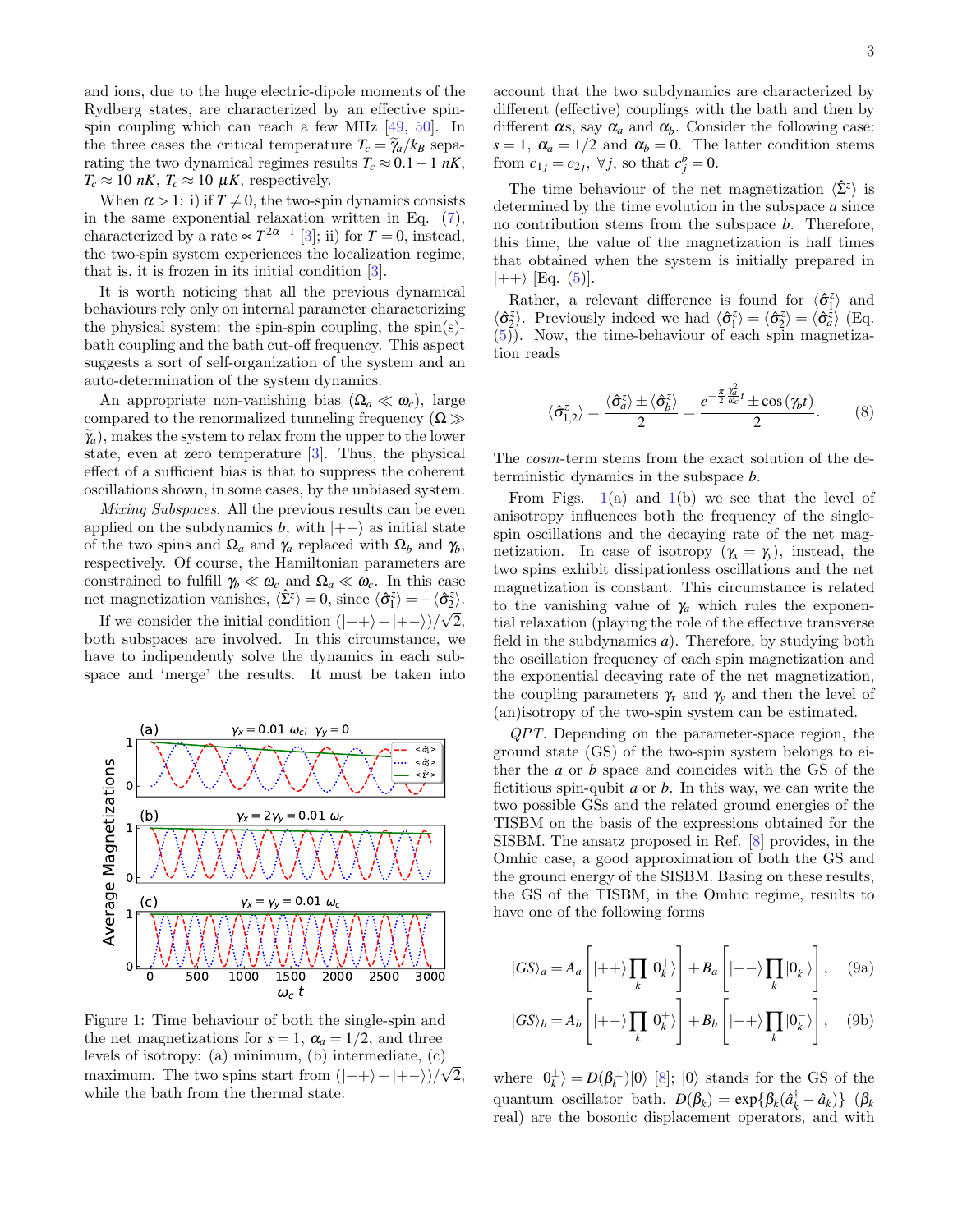and ions, due to the huge electric-dipole moments of the Rydberg states, are characterized by an effective spin-spin coupling which can reach a few MHz [49, 50]. In the this case the critical temperature $T_c = \widetilde{\gamma}_a/k_B$ separating the two dynamical regimes results $T_c \approx 0.1-1\ nK$, $T_c \approx 10\ nK$, $T_c \approx 10\ \mu K$, respectively.

When $\alpha > 1$: i) if $T \neq 0$, the two-spin dynamics consists in the same exponential relaxation written in Eq. (7), characterized by a rate $\propto T^{2\alpha-1}$ [3]; ii) for $T = 0$, instead, the two-spin system experiences the localization regime, that is, it is frozen in its initial condition [3].

It is worth noticing that all the previous dynamical behaviours rely only on internal parameter characterizing the physical system: the spin-spin coupling, the spin(s)-bath coupling and the bath cut-off frequency. This aspect suggests a sort of self-organization of the system and an auto-determination of the system dynamics.

An appropriate non-vanishing bias ($\Omega_a \ll \omega_c$), large compared to the renormalized tunneling frequency ($\Omega \gg \widetilde{\gamma}_a$), makes the system to relax from the upper to the lower state, even at zero temperature [3]. Thus, the physical effect of a sufficient bias is that to suppress the coherent oscillations shown, in some cases, by the unbiased system.

*Mixing Subspaces*. All the previous results can be even applied on the subdynamics $b$, with $|+-\rangle$ as initial state of the two spins and $\Omega_a$ and $\gamma_a$ replaced with $\Omega_b$ and $\gamma_b$, respectively. Of course, the Hamiltonian parameters are constrained to fulfill $\gamma_b \ll \omega_c$ and $\Omega_a \ll \omega_c$. In this case net magnetization vanishes, $\langle \hat{\Sigma}^z \rangle = 0$, since $\langle \hat{\sigma}_1^z \rangle = -\langle \hat{\sigma}_2^z \rangle$.

If we consider the initial condition $(|++\rangle + |+-\rangle)/\sqrt{2}$, both subspaces are involved. In this circumstance, we have to indipendently solve the dynamics in each subspace and 'merge' the results. It must be taken into account that the two subdynamics are characterized by different (effective) couplings with the bath and then by different $\alpha$s, say $\alpha_a$ and $\alpha_b$. Consider the following case: $s = 1$, $\alpha_a = 1/2$ and $\alpha_b = 0$. The latter condition stems from $c_{1j} = c_{2j}$, $\forall j$, so that $c_j^b = 0$.

The time behaviour of the net magnetization $\langle \hat{\Sigma}^z \rangle$ is determined by the time evolution in the subspace $a$ since no contribution stems from the subspace $b$. Therefore, this time, the value of the magnetization is half times that obtained when the system is initially prepared in $|++\rangle$ [Eq. (5)].

Rather, a relevant difference is found for $\langle \hat{\sigma}_1^z \rangle$ and $\langle \hat{\sigma}_2^z \rangle$. Previously indeed we had $\langle \hat{\sigma}_1^z \rangle = \langle \hat{\sigma}_2^z \rangle = \langle \hat{\sigma}_a^z \rangle$ (Eq. (5)). Now, the time-behaviour of each spin magnetization reads

$$\langle \hat{\sigma}_{1,2}^z \rangle = \frac{\langle \hat{\sigma}_a^z \rangle \pm \langle \hat{\sigma}_b^z \rangle}{2} = \frac{e^{-\frac{\pi}{2}\frac{\gamma_a^2}{\omega_c}t} \pm \cos(\gamma_b t)}{2}. \tag{8}$$

The *cosin*-term stems from the exact solution of the deterministic dynamics in the subspace $b$.

Figure 1: Time behaviour of both the single-spin and the net magnetizations for $s = 1$, $\alpha_a = 1/2$, and three levels of isotropy: (a) minimum, (b) intermediate, (c) maximum. The two spins start from $(|++\rangle + |+-\rangle)/\sqrt{2}$, while the bath from the thermal state.

From Figs. 1(a) and 1(b) we see that the level of anisotropy influences both the frequency of the single-spin oscillations and the decaying rate of the net magnetization. In case of isotropy ($\gamma_x = \gamma_y$), instead, the two spins exhibit dissipationless oscillations and the net magnetization is constant. This circumstance is related to the vanishing value of $\gamma_a$ which rules the exponential relaxation (playing the role of the effective transverse field in the subdynamics $a$). Therefore, by studying both the oscillation frequency of each spin magnetization and the exponential decaying rate of the net magnetization, the coupling parameters $\gamma_x$ and $\gamma_y$ and then the level of (an)isotropy of the two-spin system can be estimated.

*QPT*. Depending on the parameter-space region, the ground state (GS) of the two-spin system belongs to either the $a$ or $b$ space and coincides with the GS of the fictitious spin-qubit $a$ or $b$. In this way, we can write the two possible GSs and the related ground energies of the TISBM on the basis of the expressions obtained for the SISBM. The ansatz proposed in Ref. [8] provides, in the Omhic case, a good approximation of both the GS and the ground energy of the SISBM. Basing on these results, the GS of the TISBM, in the Omhic regime, results to have one of the following forms

$$|GS\rangle_a = A_a\left[|++\rangle \prod_k |0_k^+\rangle\right] + B_a\left[|--\rangle \prod_k |0_k^-\rangle\right], \tag{9a}$$

$$|GS\rangle_b = A_b\left[|+-\rangle \prod_k |0_k^+\rangle\right] + B_b\left[|-+\rangle \prod_k |0_k^-\rangle\right], \tag{9b}$$

where $|0_k^\pm\rangle = D(\beta_k^\pm)|0\rangle$ [8]; $|0\rangle$ stands for the GS of the quantum oscillator bath, $D(\beta_k) = \exp\{\beta_k(\hat{a}_k^\dagger - \hat{a}_k)\}$ ($\beta_k$ real) are the bosonic displacement operators, and with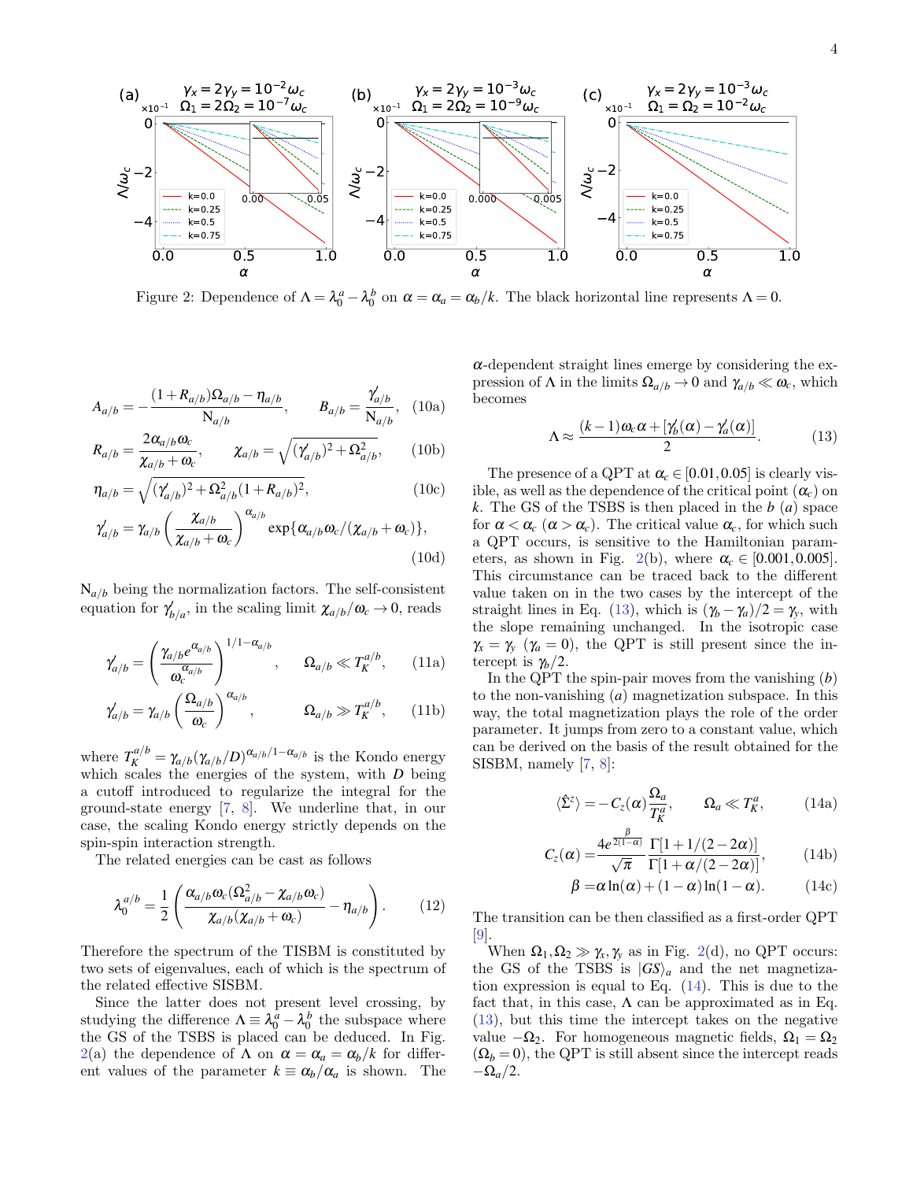Figure 2: Dependence of $\Lambda = \lambda_0^a - \lambda_0^b$ on $\alpha = \alpha_a = \alpha_b/k$. The black horizontal line represents $\Lambda = 0$.

$$
A_{a/b} = -\frac{(1+R_{a/b})\Omega_{a/b} - \eta_{a/b}}{\mathrm{N}_{a/b}}, \qquad B_{a/b} = \frac{\gamma'_{a/b}}{\mathrm{N}_{a/b}}, \quad (10a)
$$

$$
R_{a/b} = \frac{2\alpha_{a/b}\omega_c}{\chi_{a/b}+\omega_c}, \qquad \chi_{a/b} = \sqrt{(\gamma'_{a/b})^2 + \Omega_{a/b}^2}, \quad (10b)
$$

$$
\eta_{a/b} = \sqrt{(\gamma'_{a/b})^2 + \Omega_{a/b}^2(1+R_{a/b})^2}, \quad (10c)
$$

$$
\gamma'_{a/b} = \gamma_{a/b}\left(\frac{\chi_{a/b}}{\chi_{a/b}+\omega_c}\right)^{\alpha_{a/b}} \exp\{\alpha_{a/b}\omega_c/(\chi_{a/b}+\omega_c)\}, \quad (10d)
$$

$\mathrm{N}_{a/b}$ being the normalization factors. The self-consistent equation for $\gamma'_{b/a}$, in the scaling limit $\chi_{a/b}/\omega_c \to 0$, reads

$$
\gamma'_{a/b} = \left(\frac{\gamma_{a/b}e^{\alpha_{a/b}}}{\omega_c^{\alpha_{a/b}}}\right)^{1/1-\alpha_{a/b}}, \qquad \Omega_{a/b} \ll T_K^{a/b}, \quad (11a)
$$

$$
\gamma'_{a/b} = \gamma_{a/b}\left(\frac{\Omega_{a/b}}{\omega_c}\right)^{\alpha_{a/b}}, \qquad \Omega_{a/b} \gg T_K^{a/b}, \quad (11b)
$$

where $T_K^{a/b} = \gamma_{a/b}(\gamma_{a/b}/D)^{\alpha_{a/b}/1-\alpha_{a/b}}$ is the Kondo energy which scales the energies of the system, with $D$ being a cutoff introduced to regularize the integral for the ground-state energy [7, 8]. We underline that, in our case, the scaling Kondo energy strictly depends on the spin-spin interaction strength.

The related energies can be cast as follows

$$
\lambda_0^{a/b} = \frac{1}{2}\left(\frac{\alpha_{a/b}\omega_c(\Omega_{a/b}^2 - \chi_{a/b}\omega_c)}{\chi_{a/b}(\chi_{a/b}+\omega_c)} - \eta_{a/b}\right). \quad (12)
$$

Therefore the spectrum of the TISBM is constituted by two sets of eigenvalues, each of which is the spectrum of the related effective SISBM.

Since the latter does not present level crossing, by studying the difference $\Lambda \equiv \lambda_0^a - \lambda_0^b$ the subspace where the GS of the TSBS is placed can be deduced. In Fig. 2(a) the dependence of $\Lambda$ on $\alpha = \alpha_a = \alpha_b/k$ for different values of the parameter $k \equiv \alpha_b/\alpha_a$ is shown. The $\alpha$-dependent straight lines emerge by considering the expression of $\Lambda$ in the limits $\Omega_{a/b} \to 0$ and $\gamma_{a/b} \ll \omega_c$, which becomes

$$
\Lambda \approx \frac{(k-1)\omega_c\alpha + [\gamma'_b(\alpha) - \gamma'_a(\alpha)]}{2}. \quad (13)
$$

The presence of a QPT at $\alpha_c \in [0.01, 0.05]$ is clearly visible, as well as the dependence of the critical point ($\alpha_c$) on $k$. The GS of the TSBS is then placed in the $b$ ($a$) space for $\alpha < \alpha_c$ ($\alpha > \alpha_c$). The critical value $\alpha_c$, for which such a QPT occurs, is sensitive to the Hamiltonian parameters, as shown in Fig. 2(b), where $\alpha_c \in [0.001, 0.005]$. This circumstance can be traced back to the different value taken on in the two cases by the intercept of the straight lines in Eq. (13), which is $(\gamma_b - \gamma_a)/2 = \gamma_y$, with the slope remaining unchanged. In the isotropic case $\gamma_x = \gamma_y$ ($\gamma_a = 0$), the QPT is still present since the intercept is $\gamma_b/2$.

In the QPT the spin-pair moves from the vanishing ($b$) to the non-vanishing ($a$) magnetization subspace. In this way, the total magnetization plays the role of the order parameter. It jumps from zero to a constant value, which can be derived on the basis of the result obtained for the SISBM, namely [7, 8]:

$$
\langle \hat{\Sigma}^z \rangle = -C_z(\alpha)\frac{\Omega_a}{T_K^a}, \qquad \Omega_a \ll T_K^a, \quad (14a)
$$

$$
C_z(\alpha) = \frac{4e^{\frac{\beta}{2(1-\alpha)}}}{\sqrt{\pi}}\frac{\Gamma[1+1/(2-2\alpha)]}{\Gamma[1+\alpha/(2-2\alpha)]}, \quad (14b)
$$

$$
\beta = \alpha\ln(\alpha) + (1-\alpha)\ln(1-\alpha). \quad (14c)
$$

The transition can be then classified as a first-order QPT [9].

When $\Omega_1, \Omega_2 \gg \gamma_x, \gamma_y$ as in Fig. 2(d), no QPT occurs: the GS of the TSBS is $|GS\rangle_a$ and the net magnetization expression is equal to Eq. (14). This is due to the fact that, in this case, $\Lambda$ can be approximated as in Eq. (13), but this time the intercept takes on the negative value $-\Omega_2$. For homogeneous magnetic fields, $\Omega_1 = \Omega_2$ ($\Omega_b = 0$), the QPT is still absent since the intercept reads $-\Omega_a/2$.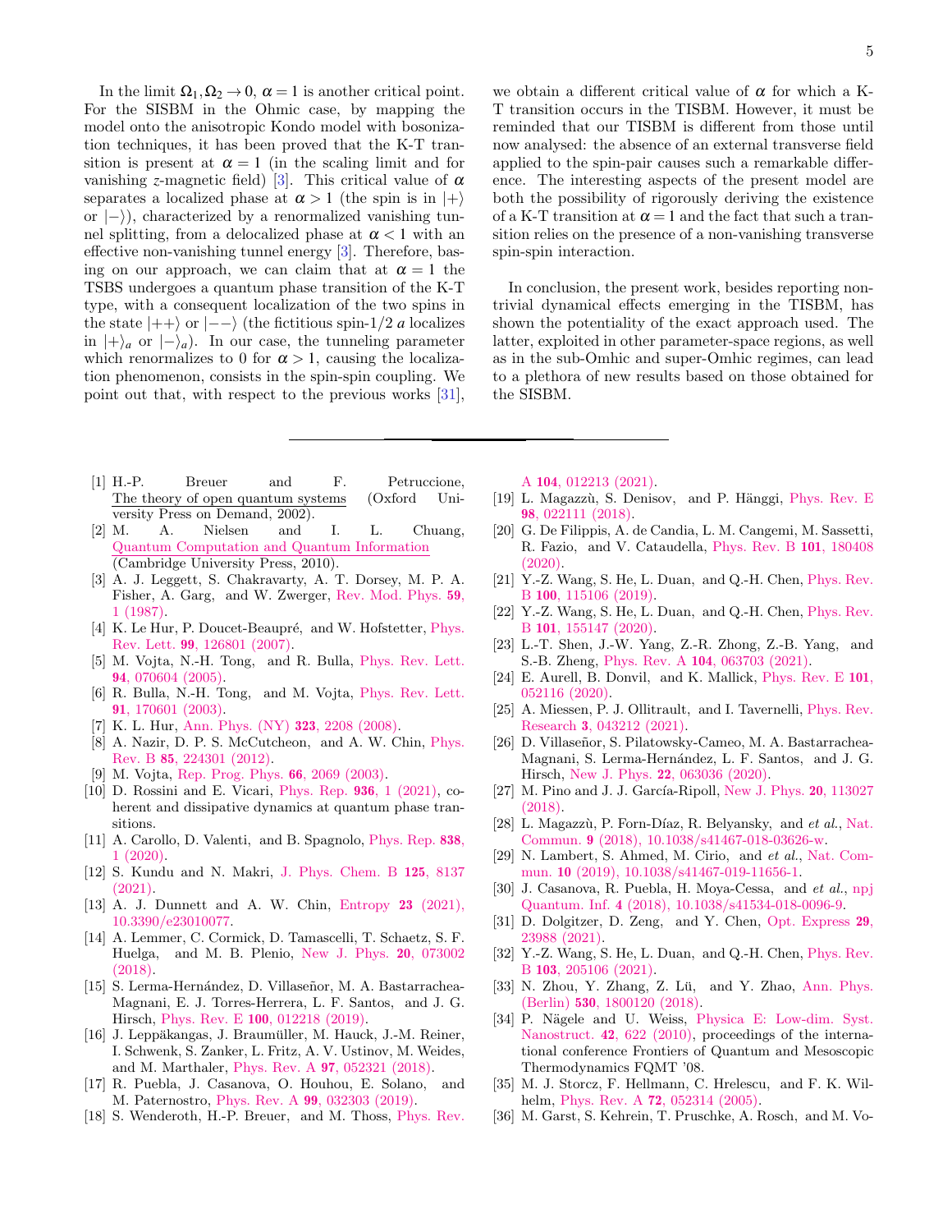In the limit $\Omega_1, \Omega_2 \to 0$, $\alpha = 1$ is another critical point. For the SISBM in the Ohmic case, by mapping the model onto the anisotropic Kondo model with bosonization techniques, it has been proved that the K-T transition is present at $\alpha = 1$ (in the scaling limit and for vanishing $z$-magnetic field) [3]. This critical value of $\alpha$ separates a localized phase at $\alpha > 1$ (the spin is in $|+\rangle$ or $|-\rangle$), characterized by a renormalized vanishing tunnel splitting, from a delocalized phase at $\alpha < 1$ with an effective non-vanishing tunnel energy [3]. Therefore, basing on our approach, we can claim that at $\alpha = 1$ the TSBS undergoes a quantum phase transition of the K-T type, with a consequent localization of the two spins in the state $|++\rangle$ or $|--\rangle$ (the fictitious spin-1/2 $a$ localizes in $|+\rangle_a$ or $|-\rangle_a$). In our case, the tunneling parameter which renormalizes to 0 for $\alpha > 1$, causing the localization phenomenon, consists in the spin-spin coupling. We point out that, with respect to the previous works [31], we obtain a different critical value of $\alpha$ for which a K-T transition occurs in the TISBM. However, it must be reminded that our TISBM is different from those until now analysed: the absence of an external transverse field applied to the spin-pair causes such a remarkable difference. The interesting aspects of the present model are both the possibility of rigorously deriving the existence of a K-T transition at $\alpha = 1$ and the fact that such a transition relies on the presence of a non-vanishing transverse spin-spin interaction.

In conclusion, the present work, besides reporting non-trivial dynamical effects emerging in the TISBM, has shown the potentiality of the exact approach used. The latter, exploited in other parameter-space regions, as well as in the sub-Omhic and super-Omhic regimes, can lead to a plethora of new results based on those obtained for the SISBM.

---

[1] H.-P. Breuer and F. Petruccione, The theory of open quantum systems (Oxford University Press on Demand, 2002).

[2] M. A. Nielsen and I. L. Chuang, Quantum Computation and Quantum Information (Cambridge University Press, 2010).

[3] A. J. Leggett, S. Chakravarty, A. T. Dorsey, M. P. A. Fisher, A. Garg, and W. Zwerger, Rev. Mod. Phys. **59**, 1 (1987).

[4] K. Le Hur, P. Doucet-Beaupré, and W. Hofstetter, Phys. Rev. Lett. **99**, 126801 (2007).

[5] M. Vojta, N.-H. Tong, and R. Bulla, Phys. Rev. Lett. **94**, 070604 (2005).

[6] R. Bulla, N.-H. Tong, and M. Vojta, Phys. Rev. Lett. **91**, 170601 (2003).

[7] K. L. Hur, Ann. Phys. (NY) **323**, 2208 (2008).

[8] A. Nazir, D. P. S. McCutcheon, and A. W. Chin, Phys. Rev. B **85**, 224301 (2012).

[9] M. Vojta, Rep. Prog. Phys. **66**, 2069 (2003).

[10] D. Rossini and E. Vicari, Phys. Rep. **936**, 1 (2021), coherent and dissipative dynamics at quantum phase transitions.

[11] A. Carollo, D. Valenti, and B. Spagnolo, Phys. Rep. **838**, 1 (2020).

[12] S. Kundu and N. Makri, J. Phys. Chem. B **125**, 8137 (2021).

[13] A. J. Dunnett and A. W. Chin, Entropy **23** (2021), 10.3390/e23010077.

[14] A. Lemmer, C. Cormick, D. Tamascelli, T. Schaetz, S. F. Huelga, and M. B. Plenio, New J. Phys. **20**, 073002 (2018).

[15] S. Lerma-Hernández, D. Villaseñor, M. A. Bastarrachea-Magnani, E. J. Torres-Herrera, L. F. Santos, and J. G. Hirsch, Phys. Rev. E **100**, 012218 (2019).

[16] J. Leppäkangas, J. Braumüller, M. Hauck, J.-M. Reiner, I. Schwenk, S. Zanker, L. Fritz, A. V. Ustinov, M. Weides, and M. Marthaler, Phys. Rev. A **97**, 052321 (2018).

[17] R. Puebla, J. Casanova, O. Houhou, E. Solano, and M. Paternostro, Phys. Rev. A **99**, 032303 (2019).

[18] S. Wenderoth, H.-P. Breuer, and M. Thoss, Phys. Rev. A **104**, 012213 (2021).

[19] L. Magazzù, S. Denisov, and P. Hänggi, Phys. Rev. E **98**, 022111 (2018).

[20] G. De Filippis, A. de Candia, L. M. Cangemi, M. Sassetti, R. Fazio, and V. Cataudella, Phys. Rev. B **101**, 180408 (2020).

[21] Y.-Z. Wang, S. He, L. Duan, and Q.-H. Chen, Phys. Rev. B **100**, 115106 (2019).

[22] Y.-Z. Wang, S. He, L. Duan, and Q.-H. Chen, Phys. Rev. B **101**, 155147 (2020).

[23] L.-T. Shen, J.-W. Yang, Z.-R. Zhong, Z.-B. Yang, and S.-B. Zheng, Phys. Rev. A **104**, 063703 (2021).

[24] E. Aurell, B. Donvil, and K. Mallick, Phys. Rev. E **101**, 052116 (2020).

[25] A. Miessen, P. J. Ollitrault, and I. Tavernelli, Phys. Rev. Research **3**, 043212 (2021).

[26] D. Villaseñor, S. Pilatowsky-Cameo, M. A. Bastarrachea-Magnani, S. Lerma-Hernández, L. F. Santos, and J. G. Hirsch, New J. Phys. **22**, 063036 (2020).

[27] M. Pino and J. J. García-Ripoll, New J. Phys. **20**, 113027 (2018).

[28] L. Magazzù, P. Forn-Díaz, R. Belyansky, and *et al.*, Nat. Commun. **9** (2018), 10.1038/s41467-018-03626-w.

[29] N. Lambert, S. Ahmed, M. Cirio, and *et al.*, Nat. Commun. **10** (2019), 10.1038/s41467-019-11656-1.

[30] J. Casanova, R. Puebla, H. Moya-Cessa, and *et al.*, npj Quantum. Inf. **4** (2018), 10.1038/s41534-018-0096-9.

[31] D. Dolgitzer, D. Zeng, and Y. Chen, Opt. Express **29**, 23988 (2021).

[32] Y.-Z. Wang, S. He, L. Duan, and Q.-H. Chen, Phys. Rev. B **103**, 205106 (2021).

[33] N. Zhou, Y. Zhang, Z. Lü, and Y. Zhao, Ann. Phys. (Berlin) **530**, 1800120 (2018).

[34] P. Nägele and U. Weiss, Physica E: Low-dim. Syst. Nanostruct. **42**, 622 (2010), proceedings of the international conference Frontiers of Quantum and Mesoscopic Thermodynamics FQMT '08.

[35] M. J. Storcz, F. Hellmann, C. Hrelescu, and F. K. Wilhelm, Phys. Rev. A **72**, 052314 (2005).

[36] M. Garst, S. Kehrein, T. Pruschke, A. Rosch, and M. Vo-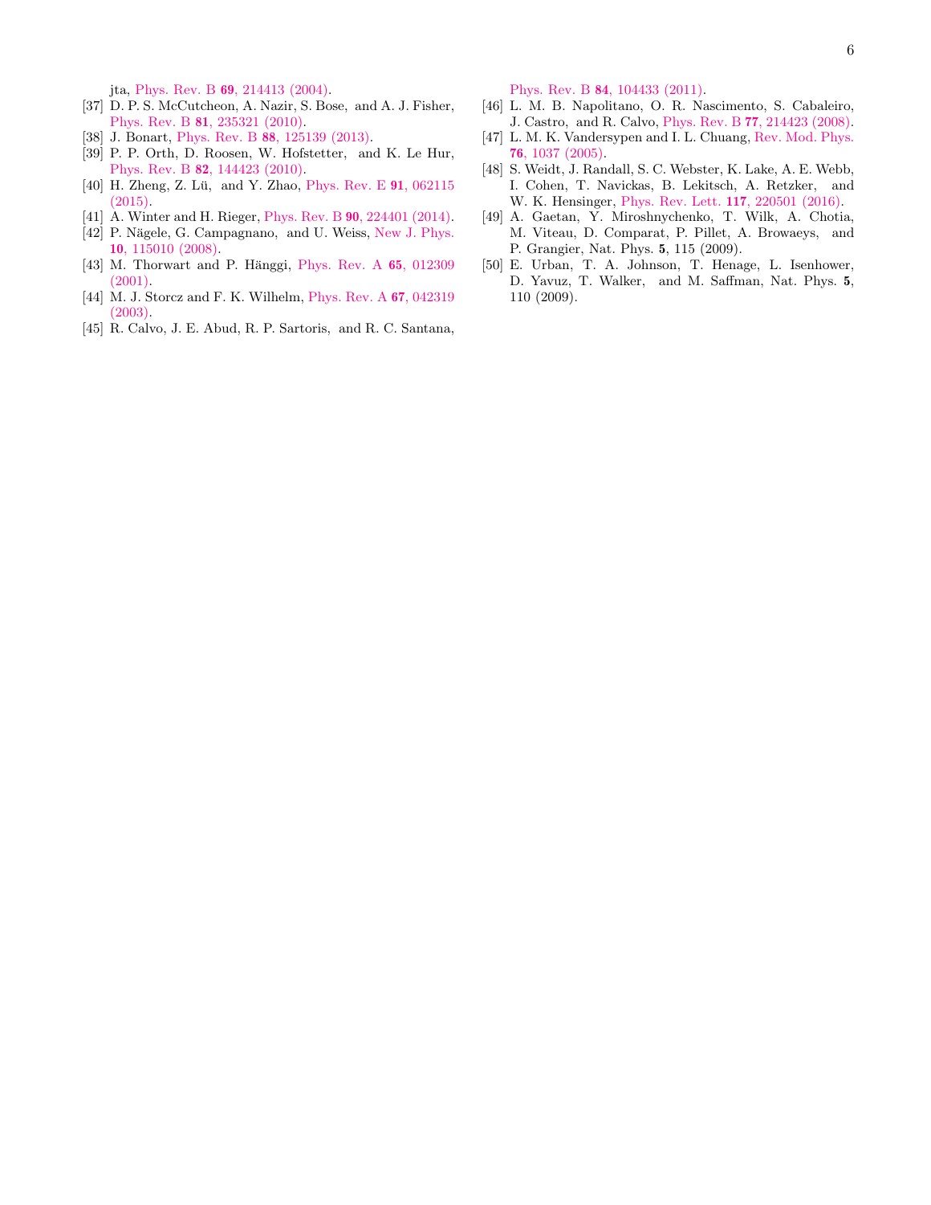jta, Phys. Rev. B **69**, 214413 (2004).

[37] D. P. S. McCutcheon, A. Nazir, S. Bose, and A. J. Fisher, Phys. Rev. B **81**, 235321 (2010).

[38] J. Bonart, Phys. Rev. B **88**, 125139 (2013).

[39] P. P. Orth, D. Roosen, W. Hofstetter, and K. Le Hur, Phys. Rev. B **82**, 144423 (2010).

[40] H. Zheng, Z. Lü, and Y. Zhao, Phys. Rev. E **91**, 062115 (2015).

[41] A. Winter and H. Rieger, Phys. Rev. B **90**, 224401 (2014).

[42] P. Nägele, G. Campagnano, and U. Weiss, New J. Phys. **10**, 115010 (2008).

[43] M. Thorwart and P. Hänggi, Phys. Rev. A **65**, 012309 (2001).

[44] M. J. Storcz and F. K. Wilhelm, Phys. Rev. A **67**, 042319 (2003).

[45] R. Calvo, J. E. Abud, R. P. Sartoris, and R. C. Santana, Phys. Rev. B **84**, 104433 (2011).

[46] L. M. B. Napolitano, O. R. Nascimento, S. Cabaleiro, J. Castro, and R. Calvo, Phys. Rev. B **77**, 214423 (2008).

[47] L. M. K. Vandersypen and I. L. Chuang, Rev. Mod. Phys. **76**, 1037 (2005).

[48] S. Weidt, J. Randall, S. C. Webster, K. Lake, A. E. Webb, I. Cohen, T. Navickas, B. Lekitsch, A. Retzker, and W. K. Hensinger, Phys. Rev. Lett. **117**, 220501 (2016).

[49] A. Gaetan, Y. Miroshnychenko, T. Wilk, A. Chotia, M. Viteau, D. Comparat, P. Pillet, A. Browaeys, and P. Grangier, Nat. Phys. **5**, 115 (2009).

[50] E. Urban, T. A. Johnson, T. Henage, L. Isenhower, D. Yavuz, T. Walker, and M. Saffman, Nat. Phys. **5**, 110 (2009).